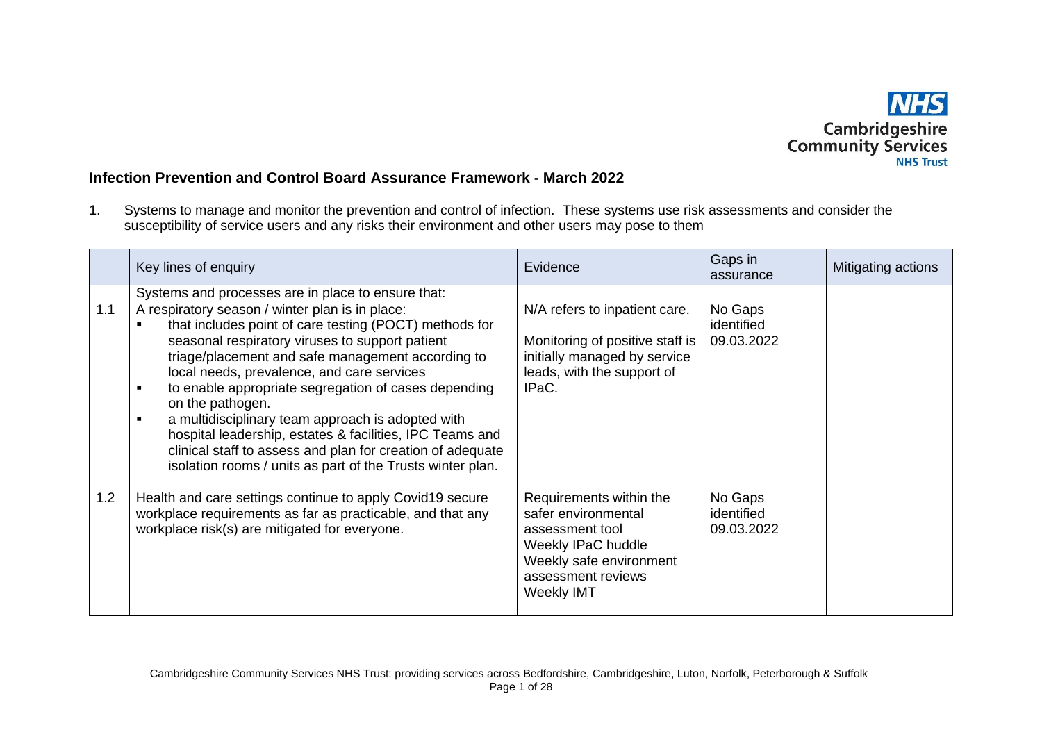## Infection Prevention and Control Board Assurance Framework - March 2022

1. Systems to manage and monitor the prevention and control of infection. These systems use risk assessments and consider the susceptibility of service users and any risks their environment and other users may pose to them

| | Key lines of enquiry | Evidence | Gaps in assurance | Mitigating actions |
|---|---|---|---|---|
| | Systems and processes are in place to ensure that: | | | |
| 1.1 | A respiratory season / winter plan is in place:<br>▪ that includes point of care testing (POCT) methods for seasonal respiratory viruses to support patient triage/placement and safe management according to local needs, prevalence, and care services<br>▪ to enable appropriate segregation of cases depending on the pathogen.<br>▪ a multidisciplinary team approach is adopted with hospital leadership, estates & facilities, IPC Teams and clinical staff to assess and plan for creation of adequate isolation rooms / units as part of the Trusts winter plan. | N/A refers to inpatient care.<br><br>Monitoring of positive staff is initially managed by service leads, with the support of IPaC. | No Gaps identified 09.03.2022 | |
| 1.2 | Health and care settings continue to apply Covid19 secure workplace requirements as far as practicable, and that any workplace risk(s) are mitigated for everyone. | Requirements within the safer environmental assessment tool<br>Weekly IPaC huddle<br>Weekly safe environment assessment reviews<br>Weekly IMT | No Gaps identified 09.03.2022 | |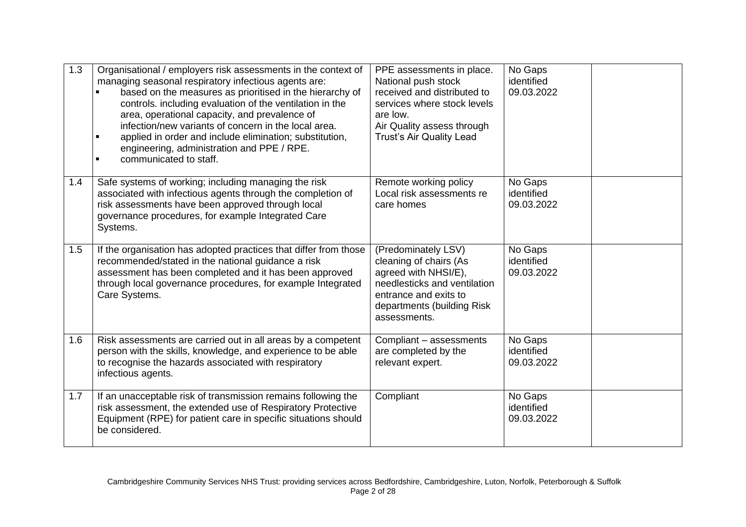| 1.3 | Organisational / employers risk assessments in the context of managing seasonal respiratory infectious agents are:<br>▪ based on the measures as prioritised in the hierarchy of controls. including evaluation of the ventilation in the area, operational capacity, and prevalence of infection/new variants of concern in the local area.<br>▪ applied in order and include elimination; substitution, engineering, administration and PPE / RPE.<br>▪ communicated to staff. | PPE assessments in place. National push stock received and distributed to services where stock levels are low.<br>Air Quality assess through Trust's Air Quality Lead | No Gaps identified 09.03.2022 | |
|---|---|---|---|---|
| 1.4 | Safe systems of working; including managing the risk associated with infectious agents through the completion of risk assessments have been approved through local governance procedures, for example Integrated Care Systems. | Remote working policy<br>Local risk assessments re care homes | No Gaps identified 09.03.2022 | |
| 1.5 | If the organisation has adopted practices that differ from those recommended/stated in the national guidance a risk assessment has been completed and it has been approved through local governance procedures, for example Integrated Care Systems. | (Predominately LSV) cleaning of chairs (As agreed with NHSI/E), needlesticks and ventilation entrance and exits to departments (building Risk assessments. | No Gaps identified 09.03.2022 | |
| 1.6 | Risk assessments are carried out in all areas by a competent person with the skills, knowledge, and experience to be able to recognise the hazards associated with respiratory infectious agents. | Compliant – assessments are completed by the relevant expert. | No Gaps identified 09.03.2022 | |
| 1.7 | If an unacceptable risk of transmission remains following the risk assessment, the extended use of Respiratory Protective Equipment (RPE) for patient care in specific situations should be considered. | Compliant | No Gaps identified 09.03.2022 | |

Cambridgeshire Community Services NHS Trust: providing services across Bedfordshire, Cambridgeshire, Luton, Norfolk, Peterborough & Suffolk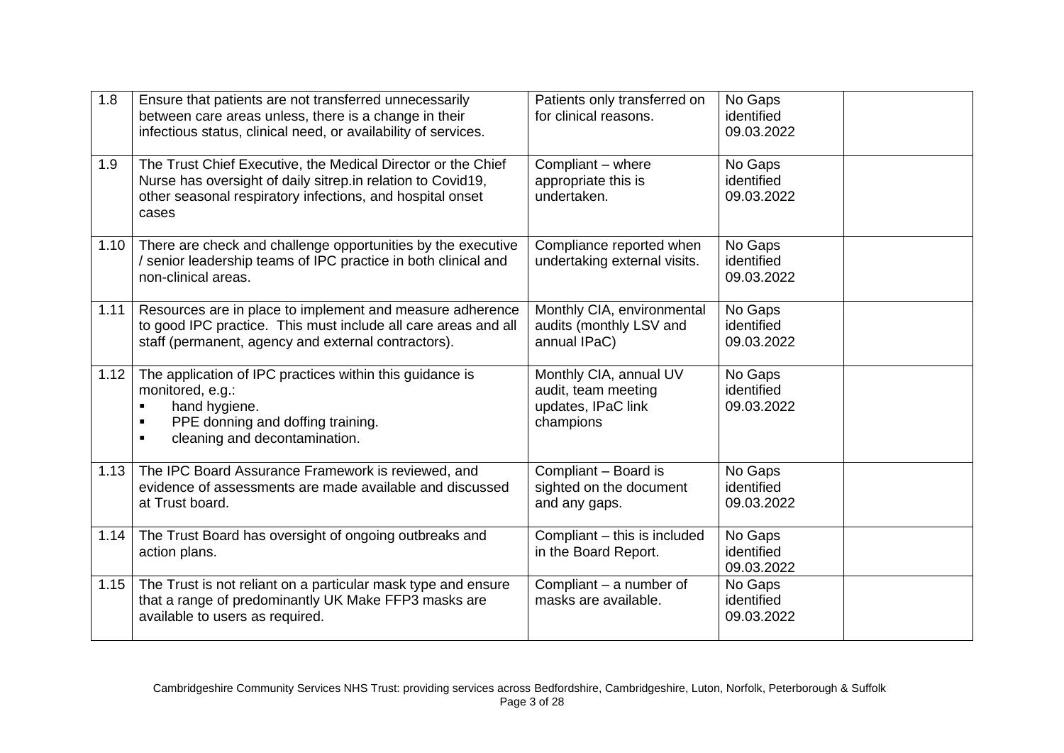| | | | | |
|---|---|---|---|---|
| 1.8 | Ensure that patients are not transferred unnecessarily between care areas unless, there is a change in their infectious status, clinical need, or availability of services. | Patients only transferred on for clinical reasons. | No Gaps identified 09.03.2022 | |
| 1.9 | The Trust Chief Executive, the Medical Director or the Chief Nurse has oversight of daily sitrep.in relation to Covid19, other seasonal respiratory infections, and hospital onset cases | Compliant – where appropriate this is undertaken. | No Gaps identified 09.03.2022 | |
| 1.10 | There are check and challenge opportunities by the executive / senior leadership teams of IPC practice in both clinical and non-clinical areas. | Compliance reported when undertaking external visits. | No Gaps identified 09.03.2022 | |
| 1.11 | Resources are in place to implement and measure adherence to good IPC practice. This must include all care areas and all staff (permanent, agency and external contractors). | Monthly CIA, environmental audits (monthly LSV and annual IPaC) | No Gaps identified 09.03.2022 | |
| 1.12 | The application of IPC practices within this guidance is monitored, e.g.:<br>▪ hand hygiene.<br>▪ PPE donning and doffing training.<br>▪ cleaning and decontamination. | Monthly CIA, annual UV audit, team meeting updates, IPaC link champions | No Gaps identified 09.03.2022 | |
| 1.13 | The IPC Board Assurance Framework is reviewed, and evidence of assessments are made available and discussed at Trust board. | Compliant – Board is sighted on the document and any gaps. | No Gaps identified 09.03.2022 | |
| 1.14 | The Trust Board has oversight of ongoing outbreaks and action plans. | Compliant – this is included in the Board Report. | No Gaps identified 09.03.2022 | |
| 1.15 | The Trust is not reliant on a particular mask type and ensure that a range of predominantly UK Make FFP3 masks are available to users as required. | Compliant – a number of masks are available. | No Gaps identified 09.03.2022 | |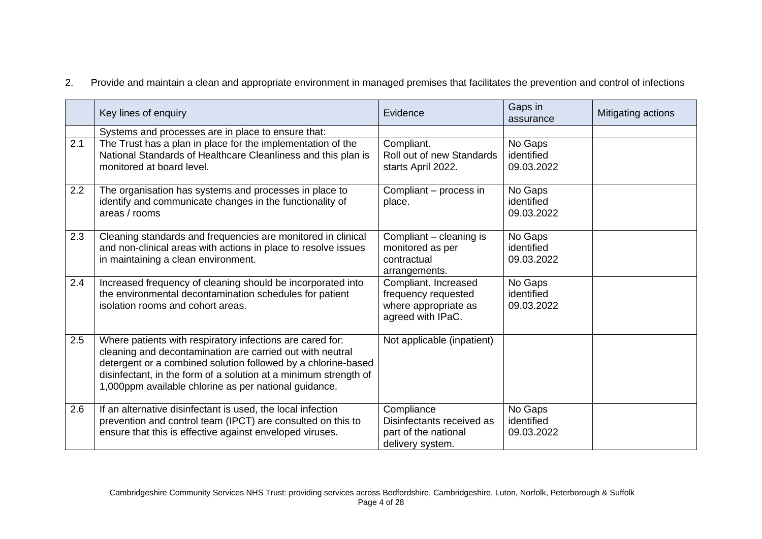2. Provide and maintain a clean and appropriate environment in managed premises that facilitates the prevention and control of infections

| | Key lines of enquiry | Evidence | Gaps in assurance | Mitigating actions |
|---|---|---|---|---|
| | Systems and processes are in place to ensure that: | | | |
| 2.1 | The Trust has a plan in place for the implementation of the National Standards of Healthcare Cleanliness and this plan is monitored at board level. | Compliant. Roll out of new Standards starts April 2022. | No Gaps identified 09.03.2022 | |
| 2.2 | The organisation has systems and processes in place to identify and communicate changes in the functionality of areas / rooms | Compliant – process in place. | No Gaps identified 09.03.2022 | |
| 2.3 | Cleaning standards and frequencies are monitored in clinical and non-clinical areas with actions in place to resolve issues in maintaining a clean environment. | Compliant – cleaning is monitored as per contractual arrangements. | No Gaps identified 09.03.2022 | |
| 2.4 | Increased frequency of cleaning should be incorporated into the environmental decontamination schedules for patient isolation rooms and cohort areas. | Compliant. Increased frequency requested where appropriate as agreed with IPaC. | No Gaps identified 09.03.2022 | |
| 2.5 | Where patients with respiratory infections are cared for: cleaning and decontamination are carried out with neutral detergent or a combined solution followed by a chlorine-based disinfectant, in the form of a solution at a minimum strength of 1,000ppm available chlorine as per national guidance. | Not applicable (inpatient) | | |
| 2.6 | If an alternative disinfectant is used, the local infection prevention and control team (IPCT) are consulted on this to ensure that this is effective against enveloped viruses. | Compliance Disinfectants received as part of the national delivery system. | No Gaps identified 09.03.2022 | |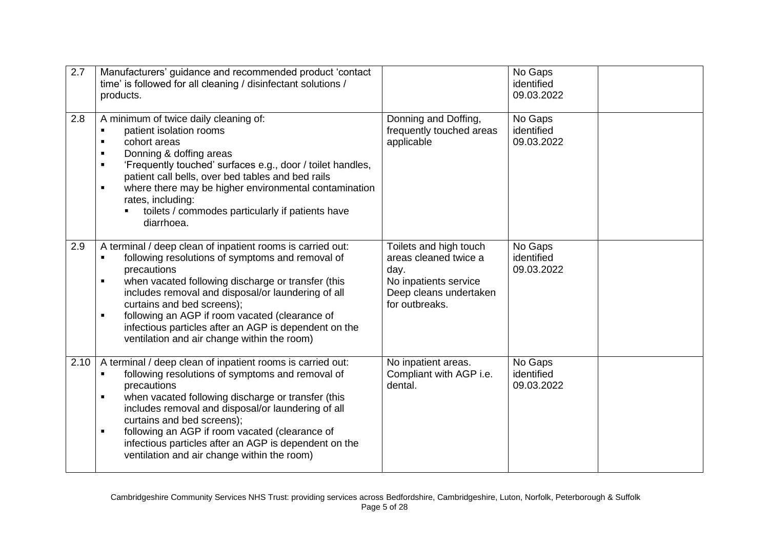| 2.7 | Manufacturers' guidance and recommended product 'contact time' is followed for all cleaning / disinfectant solutions / products. | | No Gaps identified 09.03.2022 | |
|---|---|---|---|---|
| 2.8 | A minimum of twice daily cleaning of:<br>▪ patient isolation rooms<br>▪ cohort areas<br>▪ Donning & doffing areas<br>▪ 'Frequently touched' surfaces e.g., door / toilet handles, patient call bells, over bed tables and bed rails<br>▪ where there may be higher environmental contamination rates, including:<br>&nbsp;&nbsp;&nbsp;&nbsp;▪ toilets / commodes particularly if patients have diarrhoea. | Donning and Doffing, frequently touched areas applicable | No Gaps identified 09.03.2022 | |
| 2.9 | A terminal / deep clean of inpatient rooms is carried out:<br>▪ following resolutions of symptoms and removal of precautions<br>▪ when vacated following discharge or transfer (this includes removal and disposal/or laundering of all curtains and bed screens);<br>▪ following an AGP if room vacated (clearance of infectious particles after an AGP is dependent on the ventilation and air change within the room) | Toilets and high touch areas cleaned twice a day.<br>No inpatients service<br>Deep cleans undertaken for outbreaks. | No Gaps identified 09.03.2022 | |
| 2.10 | A terminal / deep clean of inpatient rooms is carried out:<br>▪ following resolutions of symptoms and removal of precautions<br>▪ when vacated following discharge or transfer (this includes removal and disposal/or laundering of all curtains and bed screens);<br>▪ following an AGP if room vacated (clearance of infectious particles after an AGP is dependent on the ventilation and air change within the room) | No inpatient areas.<br>Compliant with AGP i.e. dental. | No Gaps identified 09.03.2022 | |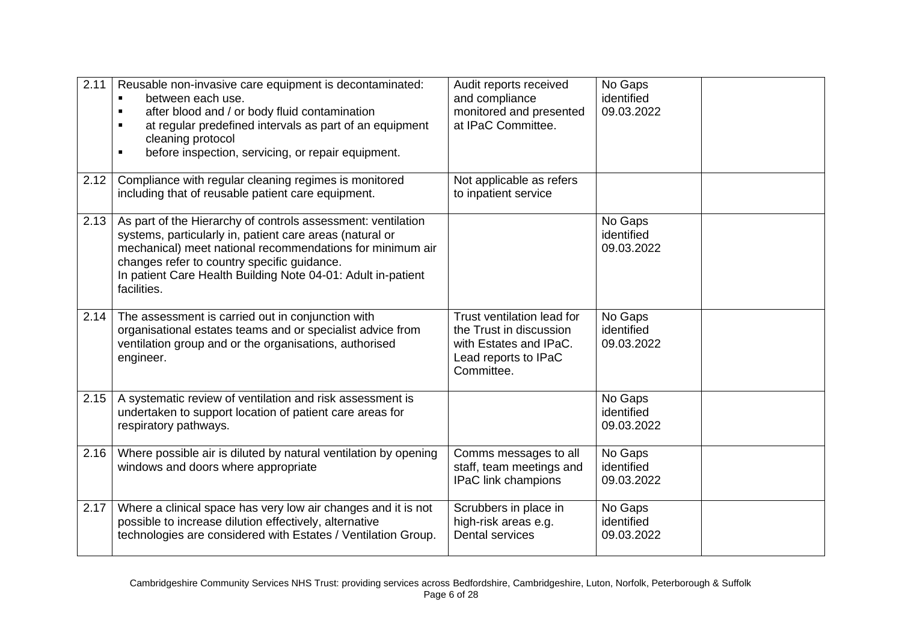| 2.11 | Reusable non-invasive care equipment is decontaminated:<br>▪ between each use.<br>▪ after blood and / or body fluid contamination<br>▪ at regular predefined intervals as part of an equipment cleaning protocol<br>▪ before inspection, servicing, or repair equipment. | Audit reports received and compliance monitored and presented at IPaC Committee. | No Gaps identified 09.03.2022 | |
|---|---|---|---|---|
| 2.12 | Compliance with regular cleaning regimes is monitored including that of reusable patient care equipment. | Not applicable as refers to inpatient service | | |
| 2.13 | As part of the Hierarchy of controls assessment: ventilation systems, particularly in, patient care areas (natural or mechanical) meet national recommendations for minimum air changes refer to country specific guidance.<br>In patient Care Health Building Note 04-01: Adult in-patient facilities. | | No Gaps identified 09.03.2022 | |
| 2.14 | The assessment is carried out in conjunction with organisational estates teams and or specialist advice from ventilation group and or the organisations, authorised engineer. | Trust ventilation lead for the Trust in discussion with Estates and IPaC. Lead reports to IPaC Committee. | No Gaps identified 09.03.2022 | |
| 2.15 | A systematic review of ventilation and risk assessment is undertaken to support location of patient care areas for respiratory pathways. | | No Gaps identified 09.03.2022 | |
| 2.16 | Where possible air is diluted by natural ventilation by opening windows and doors where appropriate | Comms messages to all staff, team meetings and IPaC link champions | No Gaps identified 09.03.2022 | |
| 2.17 | Where a clinical space has very low air changes and it is not possible to increase dilution effectively, alternative technologies are considered with Estates / Ventilation Group. | Scrubbers in place in high-risk areas e.g. Dental services | No Gaps identified 09.03.2022 | |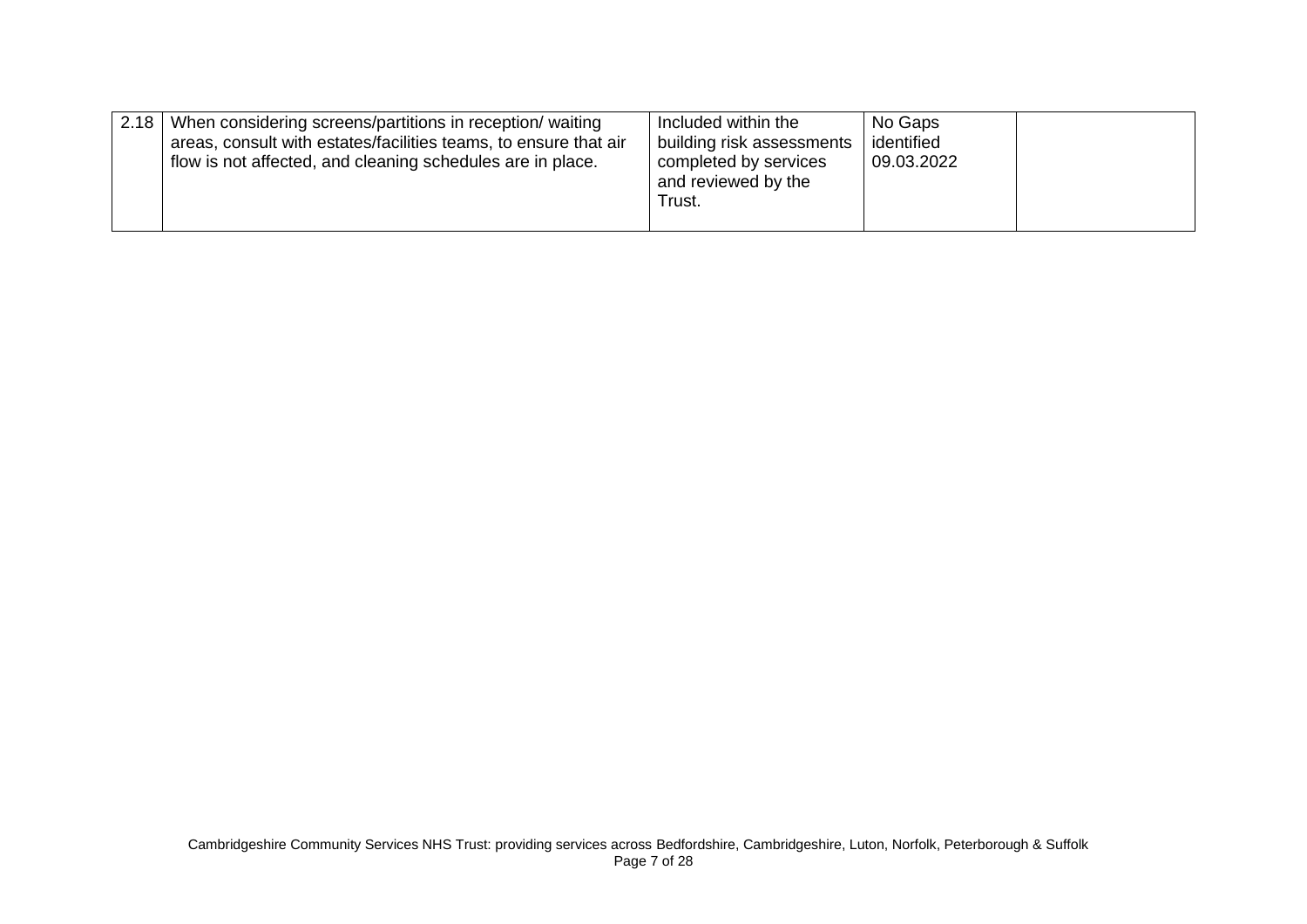| | | | | |
|---|---|---|---|---|
| 2.18 | When considering screens/partitions in reception/ waiting areas, consult with estates/facilities teams, to ensure that air flow is not affected, and cleaning schedules are in place. | Included within the building risk assessments completed by services and reviewed by the Trust. | No Gaps identified 09.03.2022 | |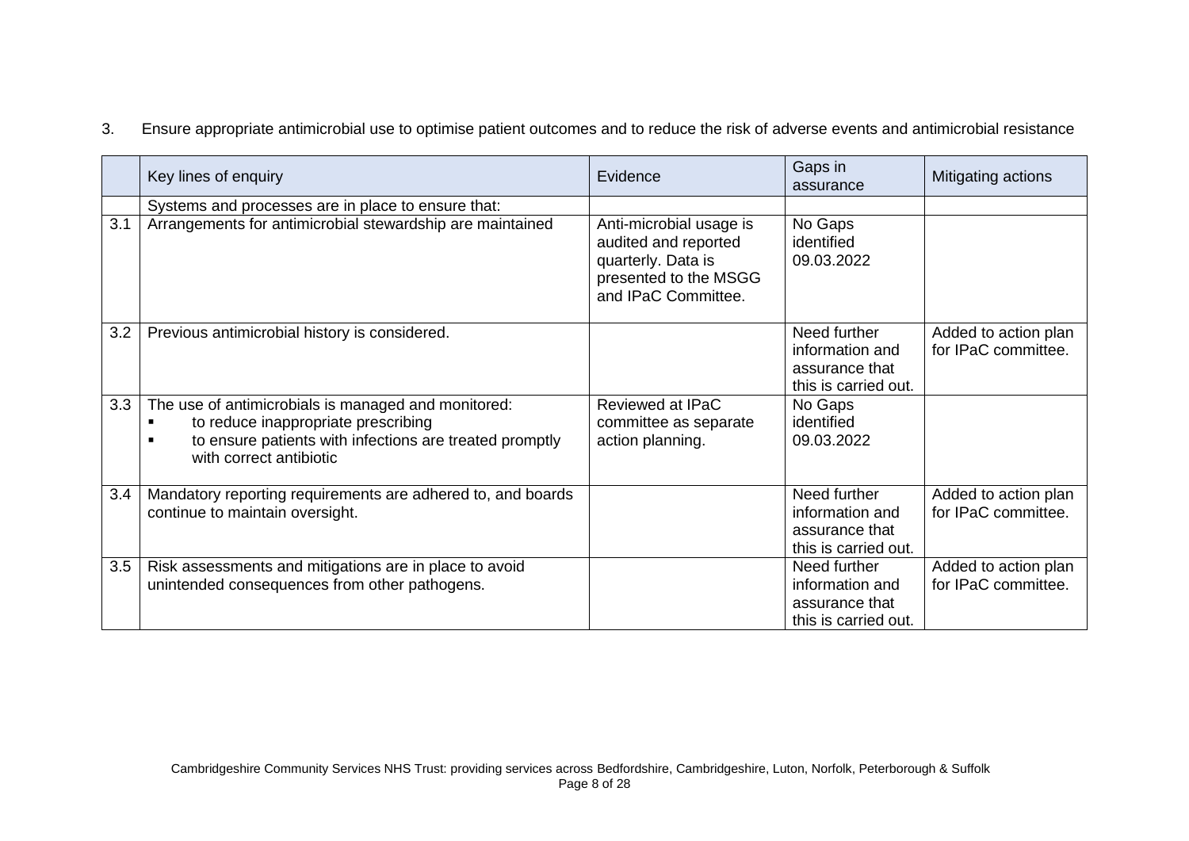3. Ensure appropriate antimicrobial use to optimise patient outcomes and to reduce the risk of adverse events and antimicrobial resistance

| | Key lines of enquiry | Evidence | Gaps in assurance | Mitigating actions |
|---|---|---|---|---|
| | Systems and processes are in place to ensure that: | | | |
| 3.1 | Arrangements for antimicrobial stewardship are maintained | Anti-microbial usage is audited and reported quarterly. Data is presented to the MSGG and IPaC Committee. | No Gaps identified 09.03.2022 | |
| 3.2 | Previous antimicrobial history is considered. | | Need further information and assurance that this is carried out. | Added to action plan for IPaC committee. |
| 3.3 | The use of antimicrobials is managed and monitored:<br>▪ to reduce inappropriate prescribing<br>▪ to ensure patients with infections are treated promptly with correct antibiotic | Reviewed at IPaC committee as separate action planning. | No Gaps identified 09.03.2022 | |
| 3.4 | Mandatory reporting requirements are adhered to, and boards continue to maintain oversight. | | Need further information and assurance that this is carried out. | Added to action plan for IPaC committee. |
| 3.5 | Risk assessments and mitigations are in place to avoid unintended consequences from other pathogens. | | Need further information and assurance that this is carried out. | Added to action plan for IPaC committee. |

Cambridgeshire Community Services NHS Trust: providing services across Bedfordshire, Cambridgeshire, Luton, Norfolk, Peterborough & Suffolk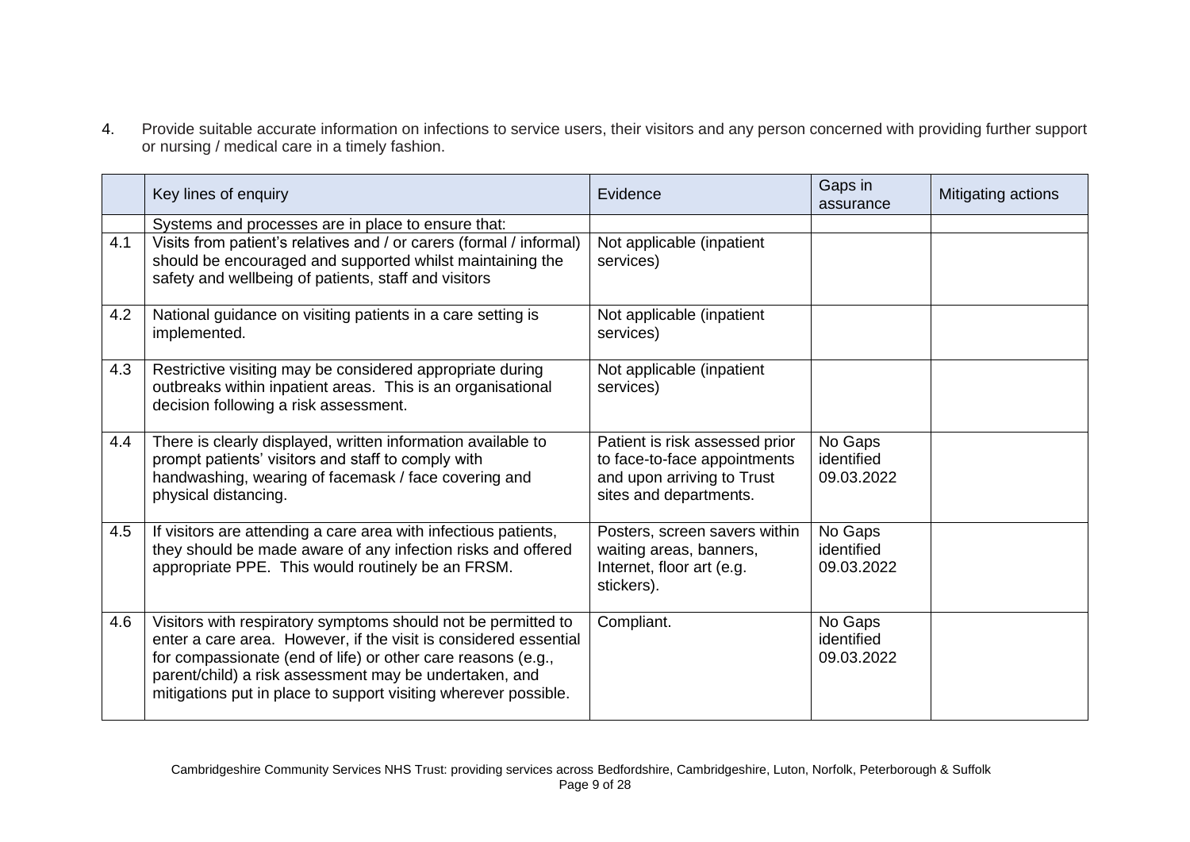4. Provide suitable accurate information on infections to service users, their visitors and any person concerned with providing further support or nursing / medical care in a timely fashion.

| | Key lines of enquiry | Evidence | Gaps in assurance | Mitigating actions |
|---|---|---|---|---|
| | Systems and processes are in place to ensure that: | | | |
| 4.1 | Visits from patient's relatives and / or carers (formal / informal) should be encouraged and supported whilst maintaining the safety and wellbeing of patients, staff and visitors | Not applicable (inpatient services) | | |
| 4.2 | National guidance on visiting patients in a care setting is implemented. | Not applicable (inpatient services) | | |
| 4.3 | Restrictive visiting may be considered appropriate during outbreaks within inpatient areas. This is an organisational decision following a risk assessment. | Not applicable (inpatient services) | | |
| 4.4 | There is clearly displayed, written information available to prompt patients' visitors and staff to comply with handwashing, wearing of facemask / face covering and physical distancing. | Patient is risk assessed prior to face-to-face appointments and upon arriving to Trust sites and departments. | No Gaps identified 09.03.2022 | |
| 4.5 | If visitors are attending a care area with infectious patients, they should be made aware of any infection risks and offered appropriate PPE. This would routinely be an FRSM. | Posters, screen savers within waiting areas, banners, Internet, floor art (e.g. stickers). | No Gaps identified 09.03.2022 | |
| 4.6 | Visitors with respiratory symptoms should not be permitted to enter a care area. However, if the visit is considered essential for compassionate (end of life) or other care reasons (e.g., parent/child) a risk assessment may be undertaken, and mitigations put in place to support visiting wherever possible. | Compliant. | No Gaps identified 09.03.2022 | |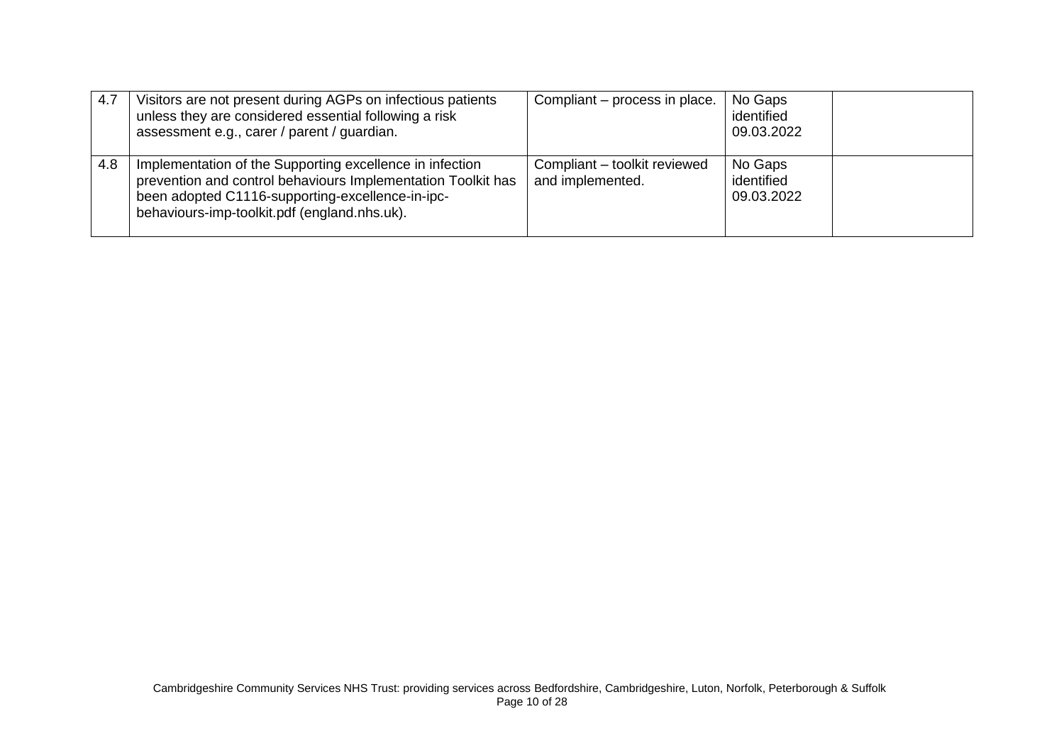| | | | | |
|---|---|---|---|---|
| 4.7 | Visitors are not present during AGPs on infectious patients unless they are considered essential following a risk assessment e.g., carer / parent / guardian. | Compliant – process in place. | No Gaps identified 09.03.2022 | |
| 4.8 | Implementation of the Supporting excellence in infection prevention and control behaviours Implementation Toolkit has been adopted C1116-supporting-excellence-in-ipc-behaviours-imp-toolkit.pdf (england.nhs.uk). | Compliant – toolkit reviewed and implemented. | No Gaps identified 09.03.2022 | |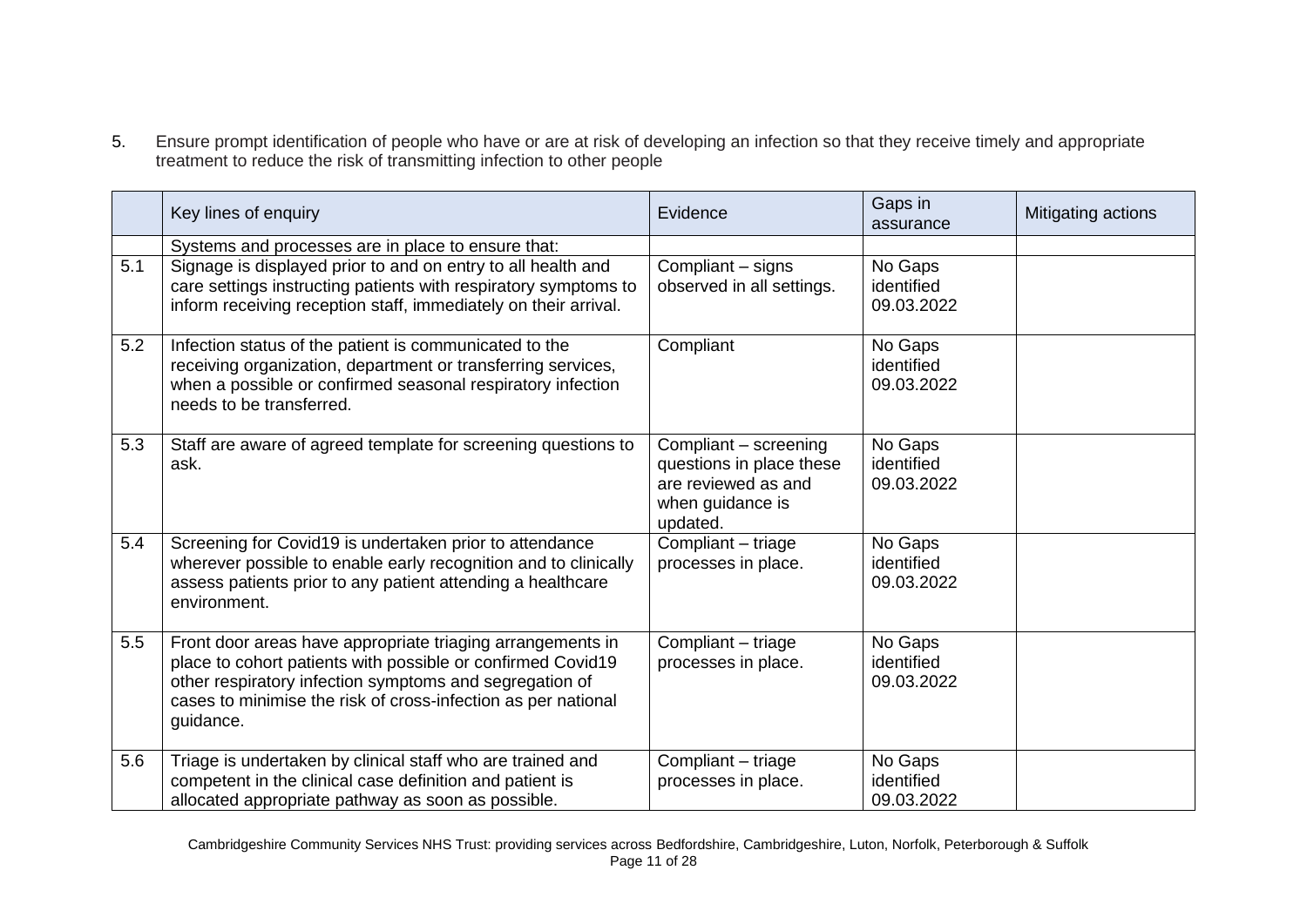5. Ensure prompt identification of people who have or are at risk of developing an infection so that they receive timely and appropriate treatment to reduce the risk of transmitting infection to other people

| | Key lines of enquiry | Evidence | Gaps in assurance | Mitigating actions |
|---|---|---|---|---|
| | Systems and processes are in place to ensure that: | | | |
| 5.1 | Signage is displayed prior to and on entry to all health and care settings instructing patients with respiratory symptoms to inform receiving reception staff, immediately on their arrival. | Compliant – signs observed in all settings. | No Gaps identified 09.03.2022 | |
| 5.2 | Infection status of the patient is communicated to the receiving organization, department or transferring services, when a possible or confirmed seasonal respiratory infection needs to be transferred. | Compliant | No Gaps identified 09.03.2022 | |
| 5.3 | Staff are aware of agreed template for screening questions to ask. | Compliant – screening questions in place these are reviewed as and when guidance is updated. | No Gaps identified 09.03.2022 | |
| 5.4 | Screening for Covid19 is undertaken prior to attendance wherever possible to enable early recognition and to clinically assess patients prior to any patient attending a healthcare environment. | Compliant – triage processes in place. | No Gaps identified 09.03.2022 | |
| 5.5 | Front door areas have appropriate triaging arrangements in place to cohort patients with possible or confirmed Covid19 other respiratory infection symptoms and segregation of cases to minimise the risk of cross-infection as per national guidance. | Compliant – triage processes in place. | No Gaps identified 09.03.2022 | |
| 5.6 | Triage is undertaken by clinical staff who are trained and competent in the clinical case definition and patient is allocated appropriate pathway as soon as possible. | Compliant – triage processes in place. | No Gaps identified 09.03.2022 | |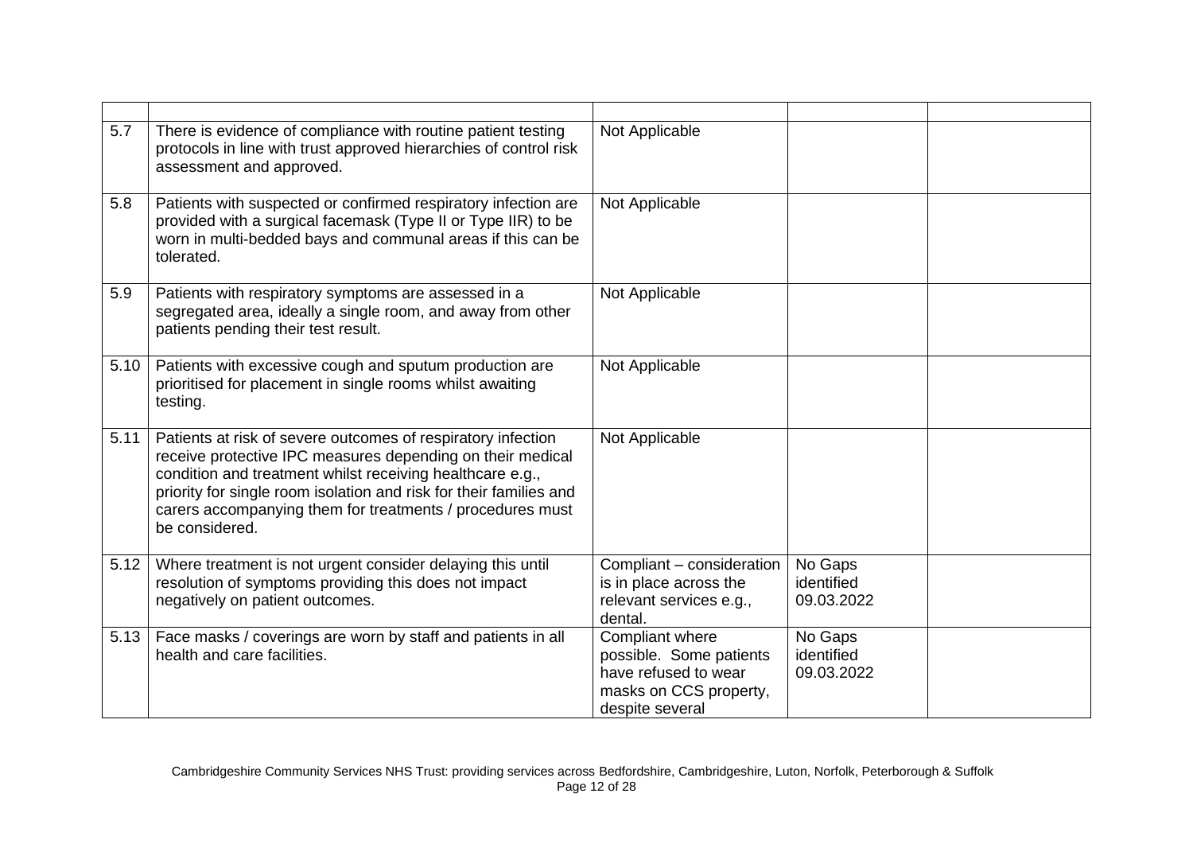| | | | | |
|---|---|---|---|---|
| 5.7 | There is evidence of compliance with routine patient testing protocols in line with trust approved hierarchies of control risk assessment and approved. | Not Applicable | | |
| 5.8 | Patients with suspected or confirmed respiratory infection are provided with a surgical facemask (Type II or Type IIR) to be worn in multi-bedded bays and communal areas if this can be tolerated. | Not Applicable | | |
| 5.9 | Patients with respiratory symptoms are assessed in a segregated area, ideally a single room, and away from other patients pending their test result. | Not Applicable | | |
| 5.10 | Patients with excessive cough and sputum production are prioritised for placement in single rooms whilst awaiting testing. | Not Applicable | | |
| 5.11 | Patients at risk of severe outcomes of respiratory infection receive protective IPC measures depending on their medical condition and treatment whilst receiving healthcare e.g., priority for single room isolation and risk for their families and carers accompanying them for treatments / procedures must be considered. | Not Applicable | | |
| 5.12 | Where treatment is not urgent consider delaying this until resolution of symptoms providing this does not impact negatively on patient outcomes. | Compliant – consideration is in place across the relevant services e.g., dental. | No Gaps identified 09.03.2022 | |
| 5.13 | Face masks / coverings are worn by staff and patients in all health and care facilities. | Compliant where possible. Some patients have refused to wear masks on CCS property, despite several | No Gaps identified 09.03.2022 | |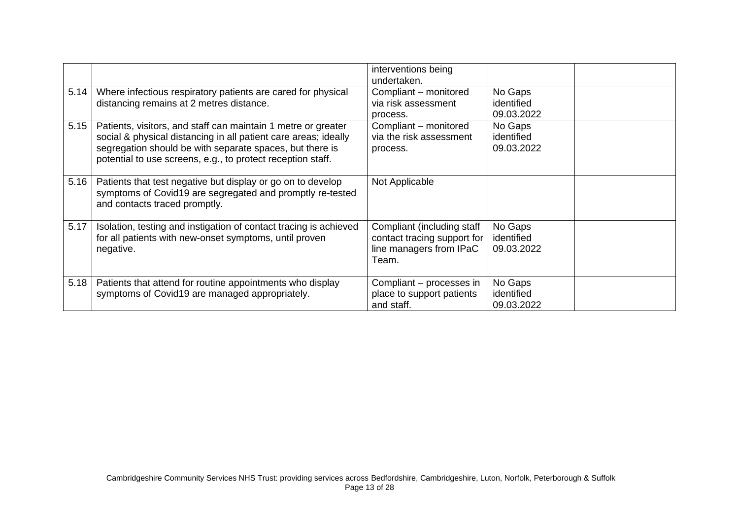| | | | | |
|---|---|---|---|---|
| | | interventions being undertaken. | | |
| 5.14 | Where infectious respiratory patients are cared for physical distancing remains at 2 metres distance. | Compliant – monitored via risk assessment process. | No Gaps identified 09.03.2022 | |
| 5.15 | Patients, visitors, and staff can maintain 1 metre or greater social & physical distancing in all patient care areas; ideally segregation should be with separate spaces, but there is potential to use screens, e.g., to protect reception staff. | Compliant – monitored via the risk assessment process. | No Gaps identified 09.03.2022 | |
| 5.16 | Patients that test negative but display or go on to develop symptoms of Covid19 are segregated and promptly re-tested and contacts traced promptly. | Not Applicable | | |
| 5.17 | Isolation, testing and instigation of contact tracing is achieved for all patients with new-onset symptoms, until proven negative. | Compliant (including staff contact tracing support for line managers from IPaC Team. | No Gaps identified 09.03.2022 | |
| 5.18 | Patients that attend for routine appointments who display symptoms of Covid19 are managed appropriately. | Compliant – processes in place to support patients and staff. | No Gaps identified 09.03.2022 | |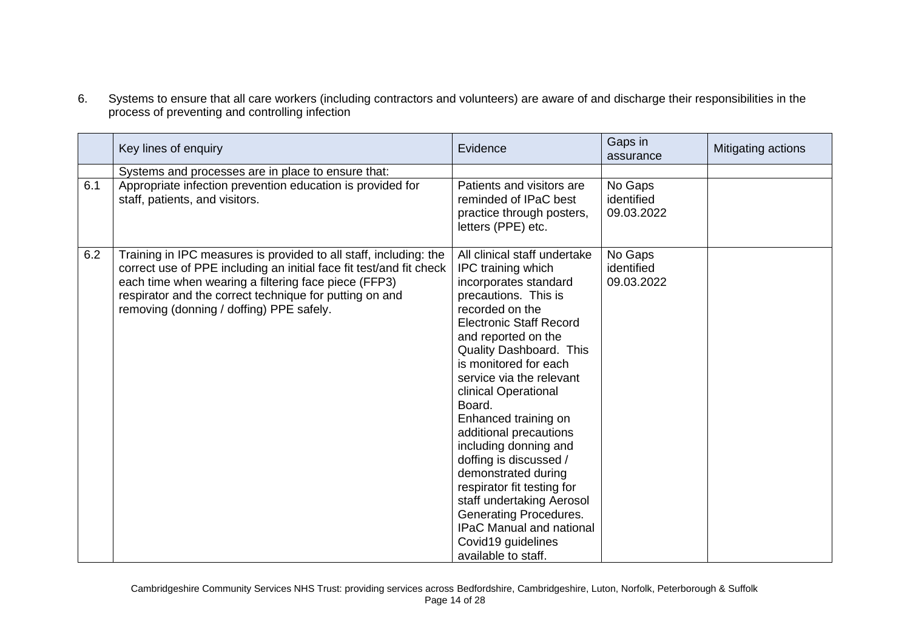6. Systems to ensure that all care workers (including contractors and volunteers) are aware of and discharge their responsibilities in the process of preventing and controlling infection

| | Key lines of enquiry | Evidence | Gaps in assurance | Mitigating actions |
|---|---|---|---|---|
| | Systems and processes are in place to ensure that: | | | |
| 6.1 | Appropriate infection prevention education is provided for staff, patients, and visitors. | Patients and visitors are reminded of IPaC best practice through posters, letters (PPE) etc. | No Gaps identified 09.03.2022 | |
| 6.2 | Training in IPC measures is provided to all staff, including: the correct use of PPE including an initial face fit test/and fit check each time when wearing a filtering face piece (FFP3) respirator and the correct technique for putting on and removing (donning / doffing) PPE safely. | All clinical staff undertake IPC training which incorporates standard precautions. This is recorded on the Electronic Staff Record and reported on the Quality Dashboard. This is monitored for each service via the relevant clinical Operational Board.<br>Enhanced training on additional precautions including donning and doffing is discussed / demonstrated during respirator fit testing for staff undertaking Aerosol Generating Procedures.<br>IPaC Manual and national Covid19 guidelines available to staff. | No Gaps identified 09.03.2022 | |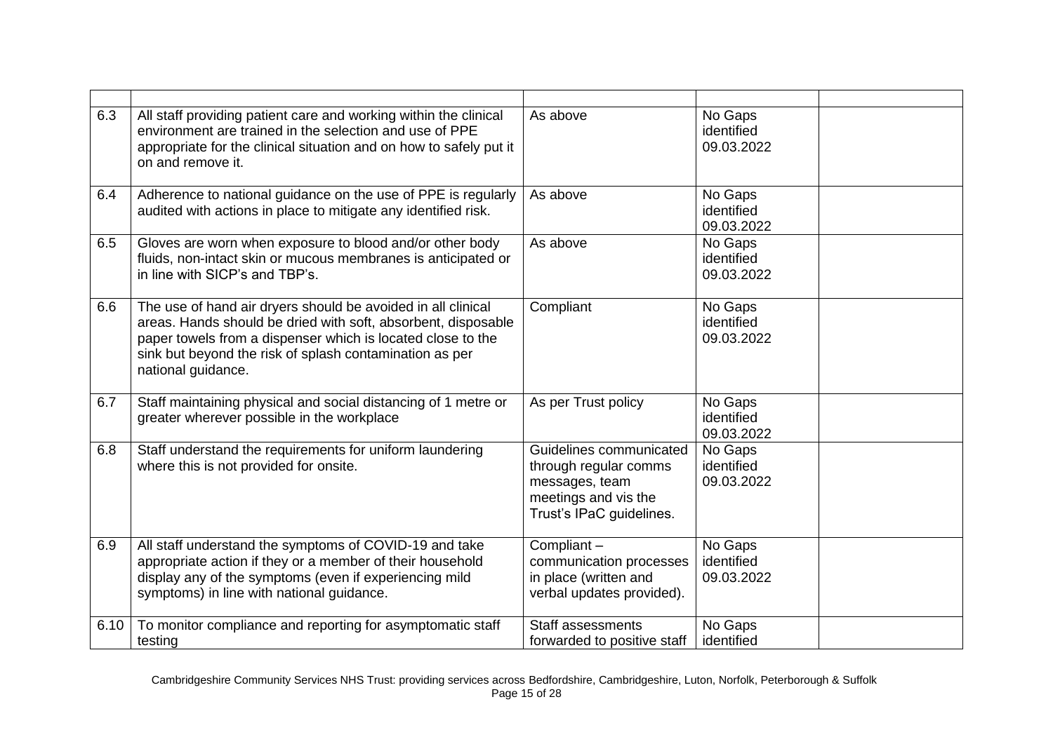| | | | | |
|---|---|---|---|---|
| 6.3 | All staff providing patient care and working within the clinical environment are trained in the selection and use of PPE appropriate for the clinical situation and on how to safely put it on and remove it. | As above | No Gaps identified 09.03.2022 | |
| 6.4 | Adherence to national guidance on the use of PPE is regularly audited with actions in place to mitigate any identified risk. | As above | No Gaps identified 09.03.2022 | |
| 6.5 | Gloves are worn when exposure to blood and/or other body fluids, non-intact skin or mucous membranes is anticipated or in line with SICP's and TBP's. | As above | No Gaps identified 09.03.2022 | |
| 6.6 | The use of hand air dryers should be avoided in all clinical areas. Hands should be dried with soft, absorbent, disposable paper towels from a dispenser which is located close to the sink but beyond the risk of splash contamination as per national guidance. | Compliant | No Gaps identified 09.03.2022 | |
| 6.7 | Staff maintaining physical and social distancing of 1 metre or greater wherever possible in the workplace | As per Trust policy | No Gaps identified 09.03.2022 | |
| 6.8 | Staff understand the requirements for uniform laundering where this is not provided for onsite. | Guidelines communicated through regular comms messages, team meetings and vis the Trust's IPaC guidelines. | No Gaps identified 09.03.2022 | |
| 6.9 | All staff understand the symptoms of COVID-19 and take appropriate action if they or a member of their household display any of the symptoms (even if experiencing mild symptoms) in line with national guidance. | Compliant – communication processes in place (written and verbal updates provided). | No Gaps identified 09.03.2022 | |
| 6.10 | To monitor compliance and reporting for asymptomatic staff testing | Staff assessments forwarded to positive staff | No Gaps identified | |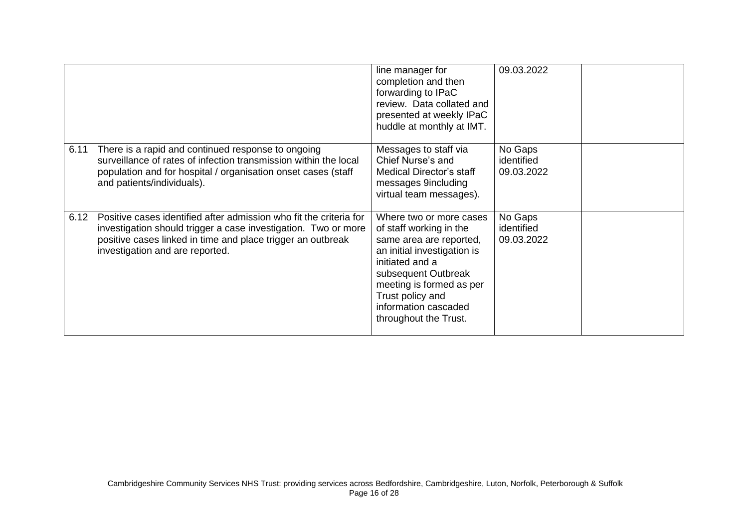| | | | | |
|---|---|---|---|---|
| | | line manager for completion and then forwarding to IPaC review. Data collated and presented at weekly IPaC huddle at monthly at IMT. | 09.03.2022 | |
| 6.11 | There is a rapid and continued response to ongoing surveillance of rates of infection transmission within the local population and for hospital / organisation onset cases (staff and patients/individuals). | Messages to staff via Chief Nurse's and Medical Director's staff messages 9including virtual team messages). | No Gaps identified 09.03.2022 | |
| 6.12 | Positive cases identified after admission who fit the criteria for investigation should trigger a case investigation. Two or more positive cases linked in time and place trigger an outbreak investigation and are reported. | Where two or more cases of staff working in the same area are reported, an initial investigation is initiated and a subsequent Outbreak meeting is formed as per Trust policy and information cascaded throughout the Trust. | No Gaps identified 09.03.2022 | |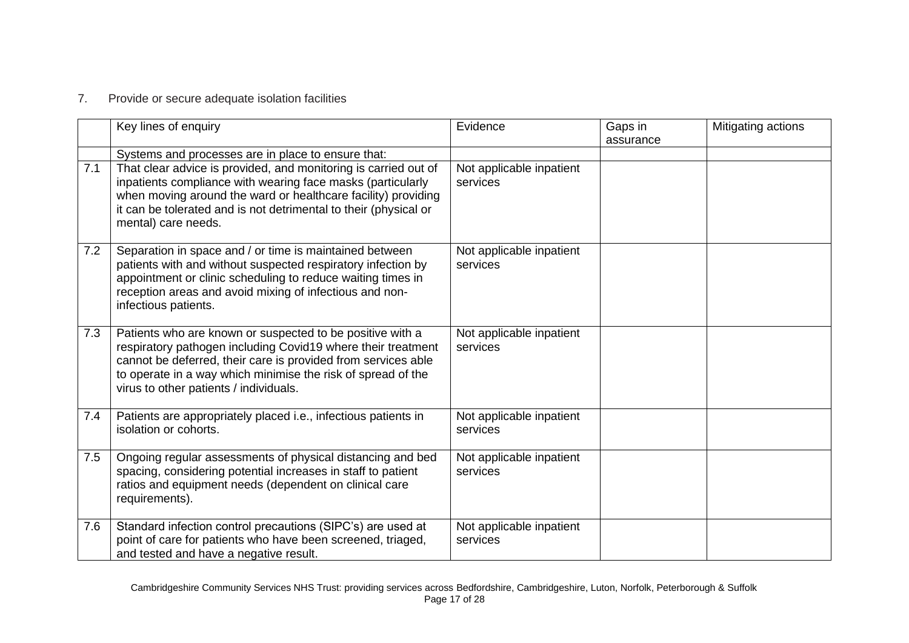7. Provide or secure adequate isolation facilities

| | Key lines of enquiry | Evidence | Gaps in assurance | Mitigating actions |
|---|---|---|---|---|
| | Systems and processes are in place to ensure that: | | | |
| 7.1 | That clear advice is provided, and monitoring is carried out of inpatients compliance with wearing face masks (particularly when moving around the ward or healthcare facility) providing it can be tolerated and is not detrimental to their (physical or mental) care needs. | Not applicable inpatient services | | |
| 7.2 | Separation in space and / or time is maintained between patients with and without suspected respiratory infection by appointment or clinic scheduling to reduce waiting times in reception areas and avoid mixing of infectious and non-infectious patients. | Not applicable inpatient services | | |
| 7.3 | Patients who are known or suspected to be positive with a respiratory pathogen including Covid19 where their treatment cannot be deferred, their care is provided from services able to operate in a way which minimise the risk of spread of the virus to other patients / individuals. | Not applicable inpatient services | | |
| 7.4 | Patients are appropriately placed i.e., infectious patients in isolation or cohorts. | Not applicable inpatient services | | |
| 7.5 | Ongoing regular assessments of physical distancing and bed spacing, considering potential increases in staff to patient ratios and equipment needs (dependent on clinical care requirements). | Not applicable inpatient services | | |
| 7.6 | Standard infection control precautions (SIPC's) are used at point of care for patients who have been screened, triaged, and tested and have a negative result. | Not applicable inpatient services | | |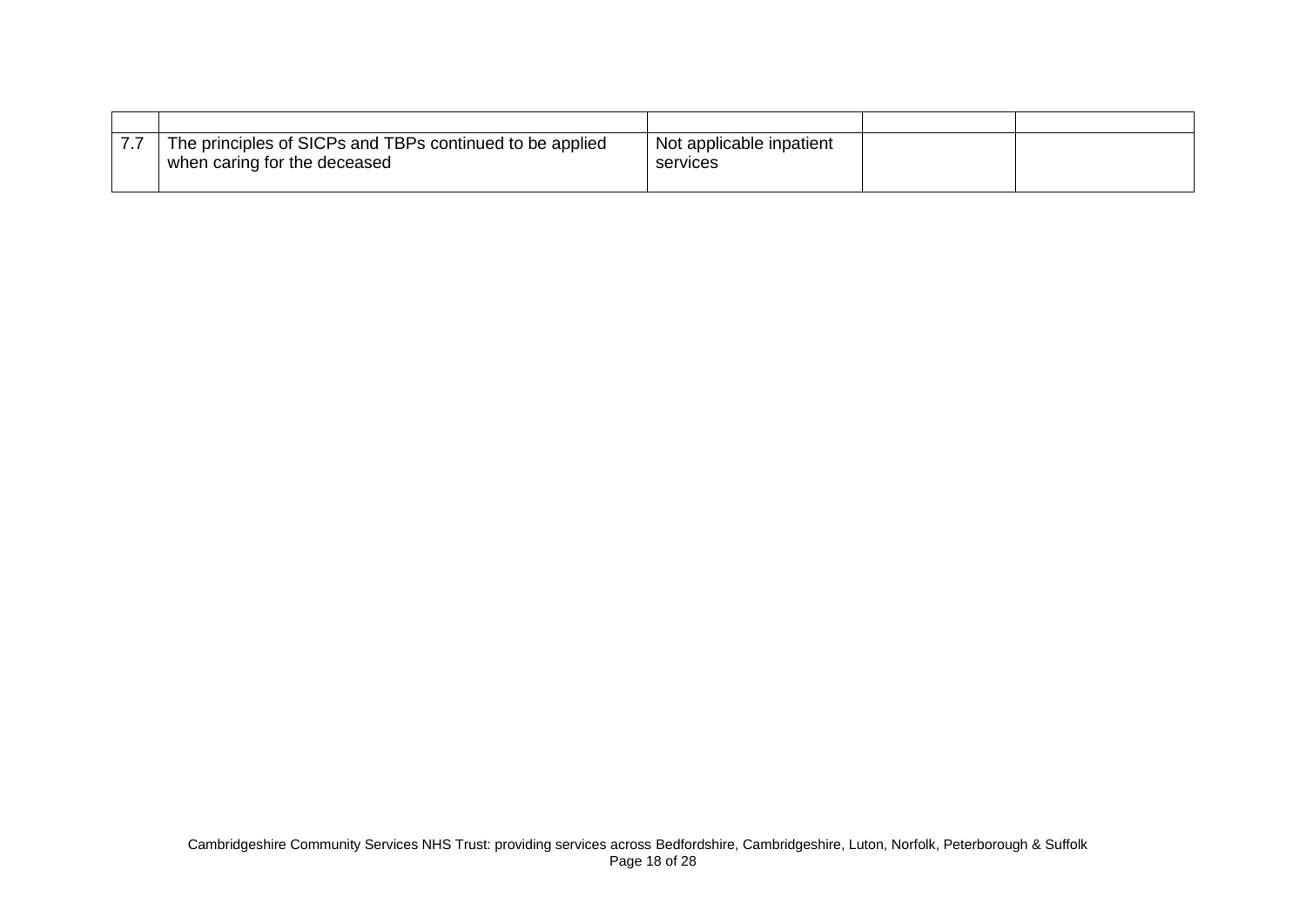| | | | | |
|---|---|---|---|---|
| 7.7 | The principles of SICPs and TBPs continued to be applied when caring for the deceased | Not applicable inpatient services | | |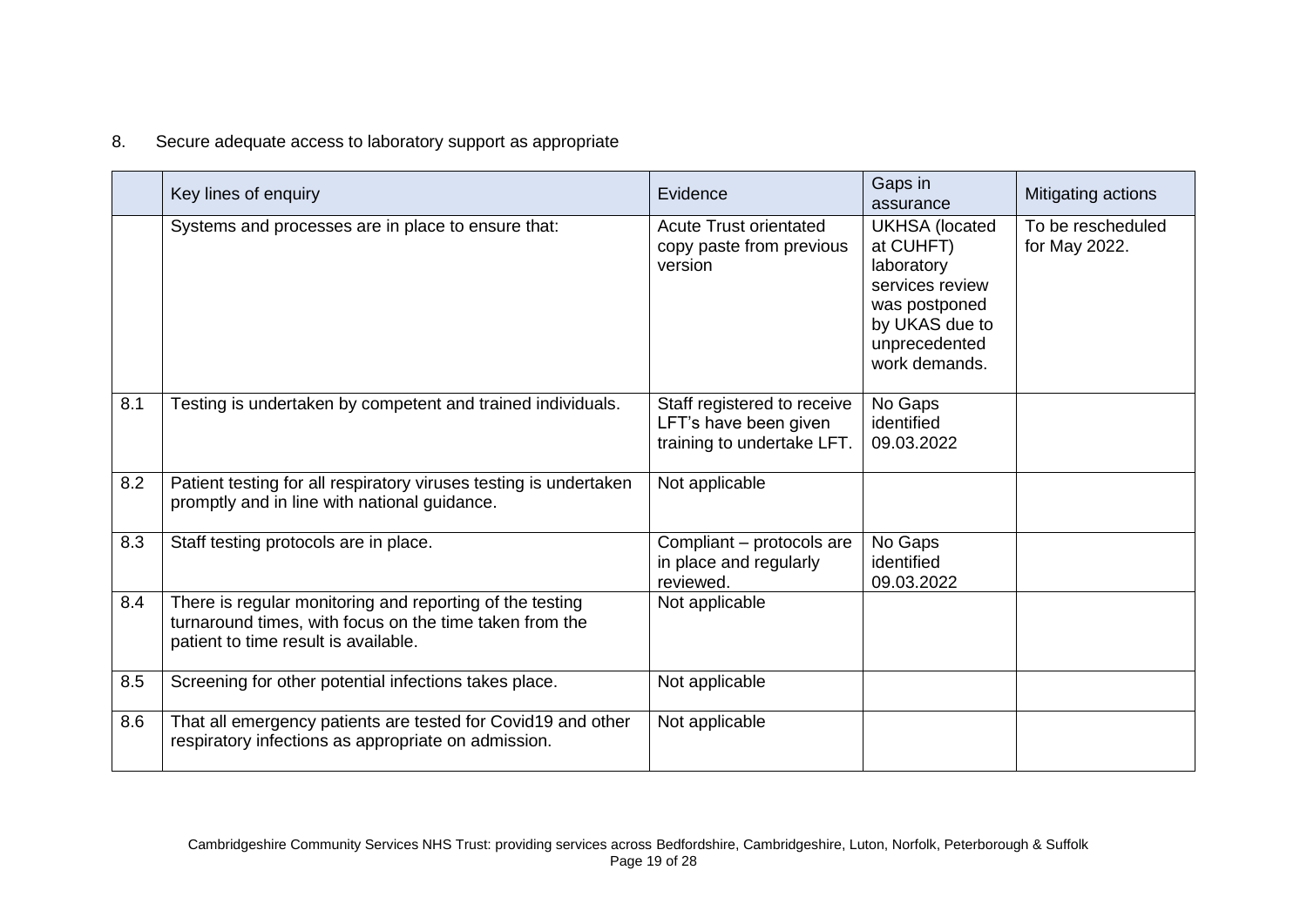8. Secure adequate access to laboratory support as appropriate

| | Key lines of enquiry | Evidence | Gaps in assurance | Mitigating actions |
|---|---|---|---|---|
| | Systems and processes are in place to ensure that: | Acute Trust orientated copy paste from previous version | UKHSA (located at CUHFT) laboratory services review was postponed by UKAS due to unprecedented work demands. | To be rescheduled for May 2022. |
| 8.1 | Testing is undertaken by competent and trained individuals. | Staff registered to receive LFT's have been given training to undertake LFT. | No Gaps identified 09.03.2022 | |
| 8.2 | Patient testing for all respiratory viruses testing is undertaken promptly and in line with national guidance. | Not applicable | | |
| 8.3 | Staff testing protocols are in place. | Compliant – protocols are in place and regularly reviewed. | No Gaps identified 09.03.2022 | |
| 8.4 | There is regular monitoring and reporting of the testing turnaround times, with focus on the time taken from the patient to time result is available. | Not applicable | | |
| 8.5 | Screening for other potential infections takes place. | Not applicable | | |
| 8.6 | That all emergency patients are tested for Covid19 and other respiratory infections as appropriate on admission. | Not applicable | | |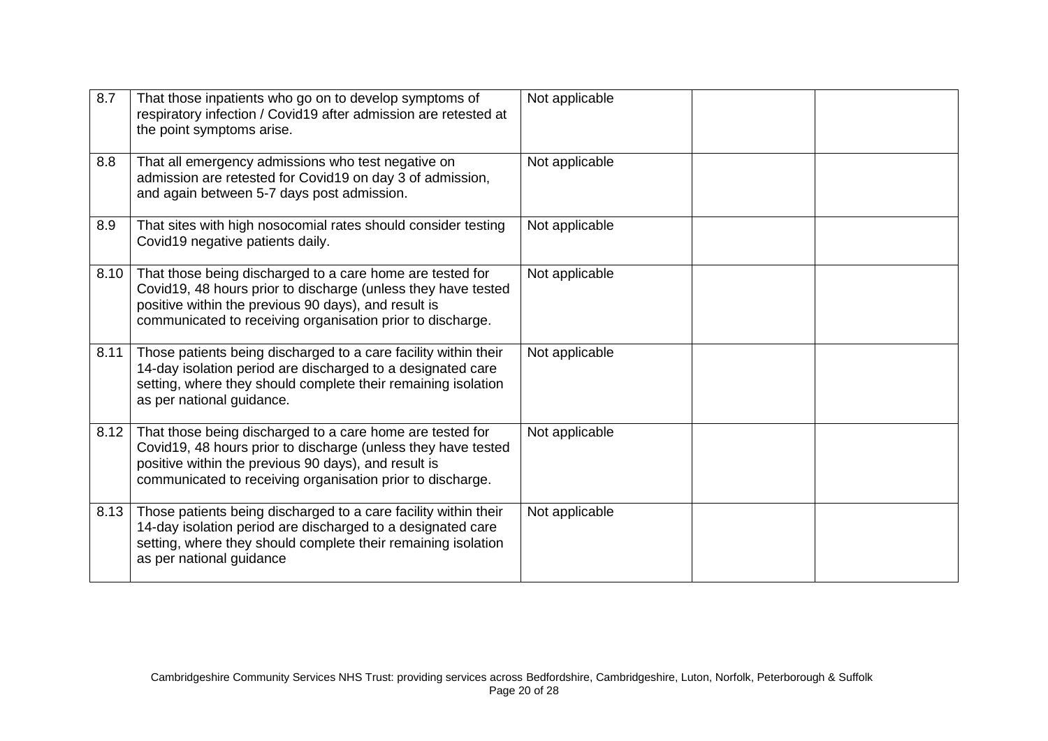| | | | | |
|---|---|---|---|---|
| 8.7 | That those inpatients who go on to develop symptoms of respiratory infection / Covid19 after admission are retested at the point symptoms arise. | Not applicable | | |
| 8.8 | That all emergency admissions who test negative on admission are retested for Covid19 on day 3 of admission, and again between 5-7 days post admission. | Not applicable | | |
| 8.9 | That sites with high nosocomial rates should consider testing Covid19 negative patients daily. | Not applicable | | |
| 8.10 | That those being discharged to a care home are tested for Covid19, 48 hours prior to discharge (unless they have tested positive within the previous 90 days), and result is communicated to receiving organisation prior to discharge. | Not applicable | | |
| 8.11 | Those patients being discharged to a care facility within their 14-day isolation period are discharged to a designated care setting, where they should complete their remaining isolation as per national guidance. | Not applicable | | |
| 8.12 | That those being discharged to a care home are tested for Covid19, 48 hours prior to discharge (unless they have tested positive within the previous 90 days), and result is communicated to receiving organisation prior to discharge. | Not applicable | | |
| 8.13 | Those patients being discharged to a care facility within their 14-day isolation period are discharged to a designated care setting, where they should complete their remaining isolation as per national guidance | Not applicable | | |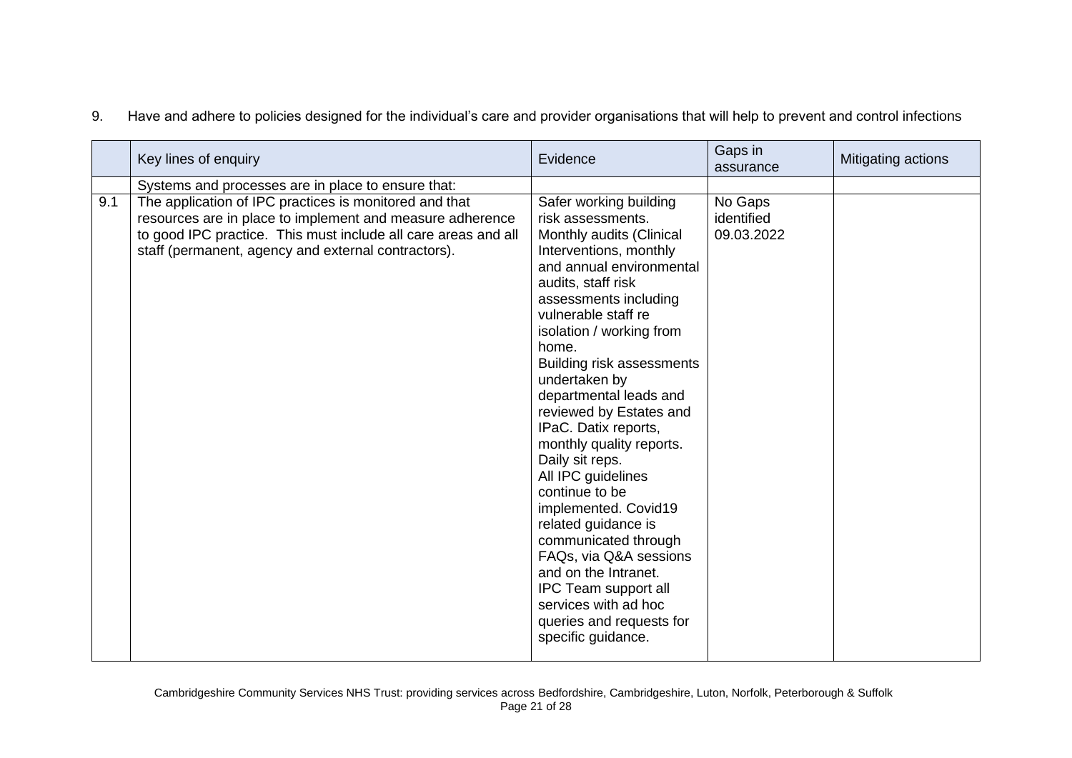9. Have and adhere to policies designed for the individual's care and provider organisations that will help to prevent and control infections

| | Key lines of enquiry | Evidence | Gaps in assurance | Mitigating actions |
|---|---|---|---|---|
| | Systems and processes are in place to ensure that: | | | |
| 9.1 | The application of IPC practices is monitored and that resources are in place to implement and measure adherence to good IPC practice. This must include all care areas and all staff (permanent, agency and external contractors). | Safer working building risk assessments. Monthly audits (Clinical Interventions, monthly and annual environmental audits, staff risk assessments including vulnerable staff re isolation / working from home. Building risk assessments undertaken by departmental leads and reviewed by Estates and IPaC. Datix reports, monthly quality reports. Daily sit reps. All IPC guidelines continue to be implemented. Covid19 related guidance is communicated through FAQs, via Q&A sessions and on the Intranet. IPC Team support all services with ad hoc queries and requests for specific guidance. | No Gaps identified 09.03.2022 | |

Cambridgeshire Community Services NHS Trust: providing services across Bedfordshire, Cambridgeshire, Luton, Norfolk, Peterborough & Suffolk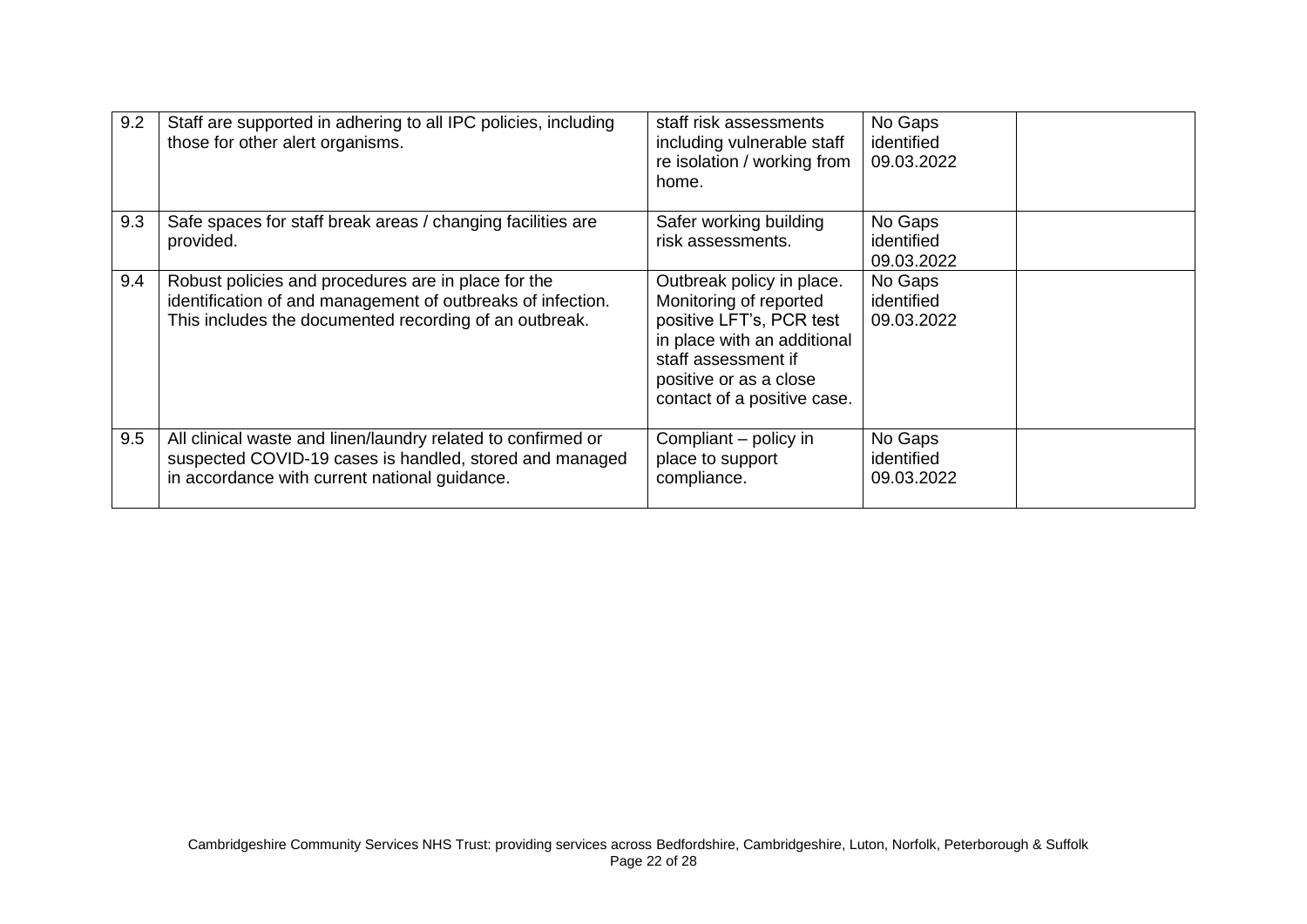| | | | | |
|---|---|---|---|---|
| 9.2 | Staff are supported in adhering to all IPC policies, including those for other alert organisms. | staff risk assessments including vulnerable staff re isolation / working from home. | No Gaps identified 09.03.2022 | |
| 9.3 | Safe spaces for staff break areas / changing facilities are provided. | Safer working building risk assessments. | No Gaps identified 09.03.2022 | |
| 9.4 | Robust policies and procedures are in place for the identification of and management of outbreaks of infection. This includes the documented recording of an outbreak. | Outbreak policy in place. Monitoring of reported positive LFT's, PCR test in place with an additional staff assessment if positive or as a close contact of a positive case. | No Gaps identified 09.03.2022 | |
| 9.5 | All clinical waste and linen/laundry related to confirmed or suspected COVID-19 cases is handled, stored and managed in accordance with current national guidance. | Compliant – policy in place to support compliance. | No Gaps identified 09.03.2022 | |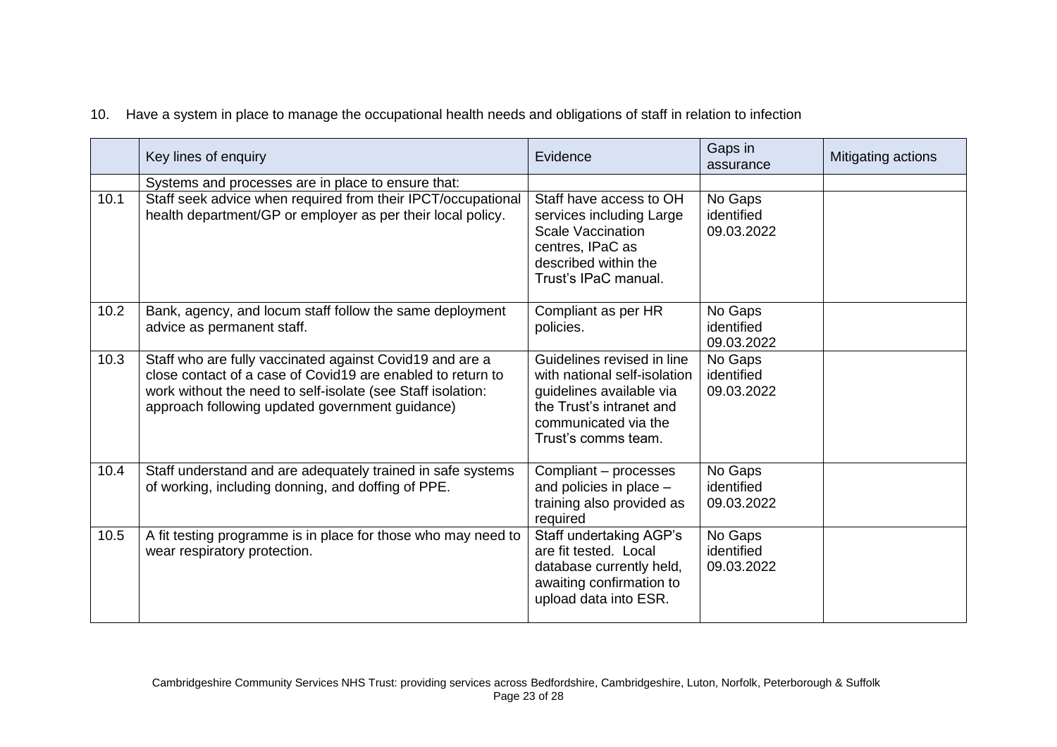10. Have a system in place to manage the occupational health needs and obligations of staff in relation to infection

| | Key lines of enquiry | Evidence | Gaps in assurance | Mitigating actions |
|---|---|---|---|---|
| | Systems and processes are in place to ensure that: | | | |
| 10.1 | Staff seek advice when required from their IPCT/occupational health department/GP or employer as per their local policy. | Staff have access to OH services including Large Scale Vaccination centres, IPaC as described within the Trust's IPaC manual. | No Gaps identified 09.03.2022 | |
| 10.2 | Bank, agency, and locum staff follow the same deployment advice as permanent staff. | Compliant as per HR policies. | No Gaps identified 09.03.2022 | |
| 10.3 | Staff who are fully vaccinated against Covid19 and are a close contact of a case of Covid19 are enabled to return to work without the need to self-isolate (see Staff isolation: approach following updated government guidance) | Guidelines revised in line with national self-isolation guidelines available via the Trust's intranet and communicated via the Trust's comms team. | No Gaps identified 09.03.2022 | |
| 10.4 | Staff understand and are adequately trained in safe systems of working, including donning, and doffing of PPE. | Compliant – processes and policies in place – training also provided as required | No Gaps identified 09.03.2022 | |
| 10.5 | A fit testing programme is in place for those who may need to wear respiratory protection. | Staff undertaking AGP's are fit tested. Local database currently held, awaiting confirmation to upload data into ESR. | No Gaps identified 09.03.2022 | |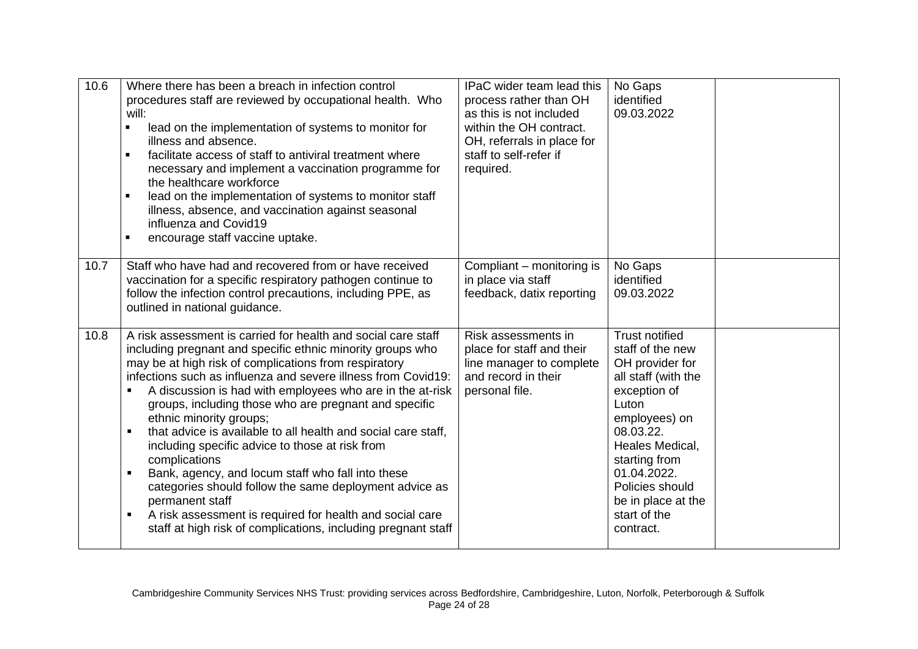| | | | | |
|---|---|---|---|---|
| 10.6 | Where there has been a breach in infection control procedures staff are reviewed by occupational health. Who will:<br>▪ lead on the implementation of systems to monitor for illness and absence.<br>▪ facilitate access of staff to antiviral treatment where necessary and implement a vaccination programme for the healthcare workforce<br>▪ lead on the implementation of systems to monitor staff illness, absence, and vaccination against seasonal influenza and Covid19<br>▪ encourage staff vaccine uptake. | IPaC wider team lead this process rather than OH as this is not included within the OH contract. OH, referrals in place for staff to self-refer if required. | No Gaps identified 09.03.2022 | |
| 10.7 | Staff who have had and recovered from or have received vaccination for a specific respiratory pathogen continue to follow the infection control precautions, including PPE, as outlined in national guidance. | Compliant – monitoring is in place via staff feedback, datix reporting | No Gaps identified 09.03.2022 | |
| 10.8 | A risk assessment is carried for health and social care staff including pregnant and specific ethnic minority groups who may be at high risk of complications from respiratory infections such as influenza and severe illness from Covid19:<br>▪ A discussion is had with employees who are in the at-risk groups, including those who are pregnant and specific ethnic minority groups;<br>▪ that advice is available to all health and social care staff, including specific advice to those at risk from complications<br>▪ Bank, agency, and locum staff who fall into these categories should follow the same deployment advice as permanent staff<br>▪ A risk assessment is required for health and social care staff at high risk of complications, including pregnant staff | Risk assessments in place for staff and their line manager to complete and record in their personal file. | Trust notified staff of the new OH provider for all staff (with the exception of Luton employees) on 08.03.22. Heales Medical, starting from 01.04.2022. Policies should be in place at the start of the contract. | |

Cambridgeshire Community Services NHS Trust: providing services across Bedfordshire, Cambridgeshire, Luton, Norfolk, Peterborough & Suffolk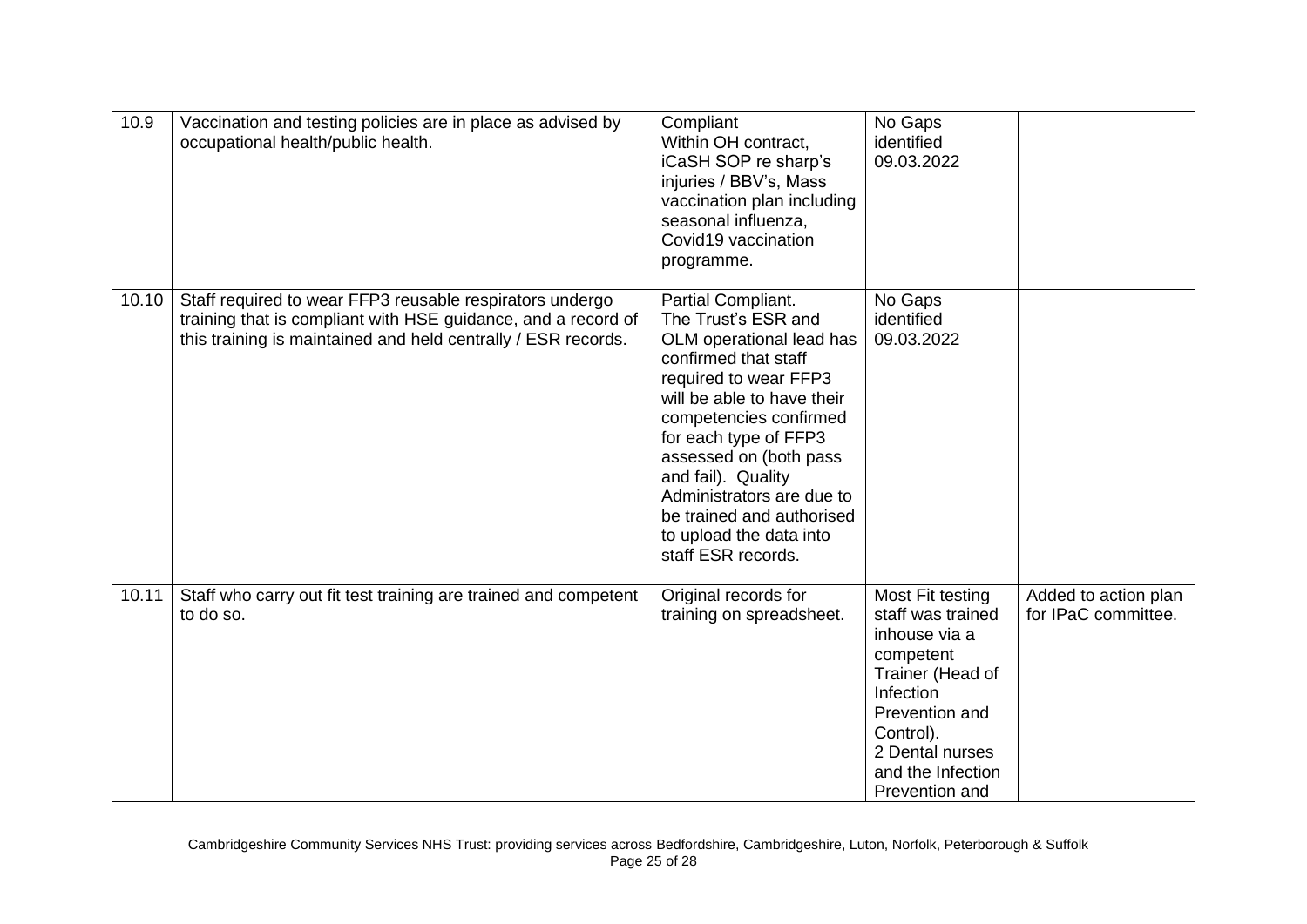| 10.9 | Vaccination and testing policies are in place as advised by occupational health/public health. | Compliant Within OH contract, iCaSH SOP re sharp's injuries / BBV's, Mass vaccination plan including seasonal influenza, Covid19 vaccination programme. | No Gaps identified 09.03.2022 | |
|---|---|---|---|---|
| 10.10 | Staff required to wear FFP3 reusable respirators undergo training that is compliant with HSE guidance, and a record of this training is maintained and held centrally / ESR records. | Partial Compliant. The Trust's ESR and OLM operational lead has confirmed that staff required to wear FFP3 will be able to have their competencies confirmed for each type of FFP3 assessed on (both pass and fail). Quality Administrators are due to be trained and authorised to upload the data into staff ESR records. | No Gaps identified 09.03.2022 | |
| 10.11 | Staff who carry out fit test training are trained and competent to do so. | Original records for training on spreadsheet. | Most Fit testing staff was trained inhouse via a competent Trainer (Head of Infection Prevention and Control). 2 Dental nurses and the Infection Prevention and | Added to action plan for IPaC committee. |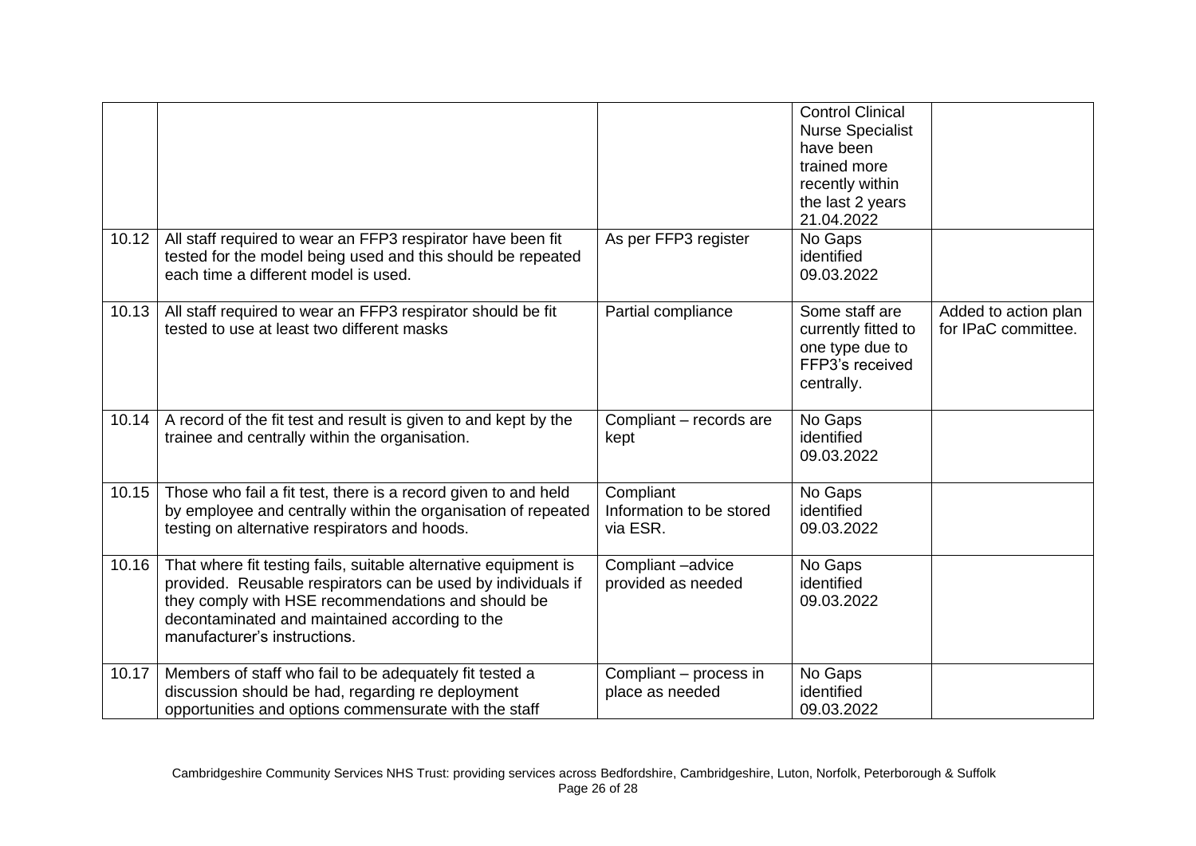| | | | | |
|---|---|---|---|---|
| | | | Control Clinical Nurse Specialist have been trained more recently within the last 2 years 21.04.2022 | |
| 10.12 | All staff required to wear an FFP3 respirator have been fit tested for the model being used and this should be repeated each time a different model is used. | As per FFP3 register | No Gaps identified 09.03.2022 | |
| 10.13 | All staff required to wear an FFP3 respirator should be fit tested to use at least two different masks | Partial compliance | Some staff are currently fitted to one type due to FFP3's received centrally. | Added to action plan for IPaC committee. |
| 10.14 | A record of the fit test and result is given to and kept by the trainee and centrally within the organisation. | Compliant – records are kept | No Gaps identified 09.03.2022 | |
| 10.15 | Those who fail a fit test, there is a record given to and held by employee and centrally within the organisation of repeated testing on alternative respirators and hoods. | Compliant Information to be stored via ESR. | No Gaps identified 09.03.2022 | |
| 10.16 | That where fit testing fails, suitable alternative equipment is provided. Reusable respirators can be used by individuals if they comply with HSE recommendations and should be decontaminated and maintained according to the manufacturer's instructions. | Compliant –advice provided as needed | No Gaps identified 09.03.2022 | |
| 10.17 | Members of staff who fail to be adequately fit tested a discussion should be had, regarding re deployment opportunities and options commensurate with the staff | Compliant – process in place as needed | No Gaps identified 09.03.2022 | |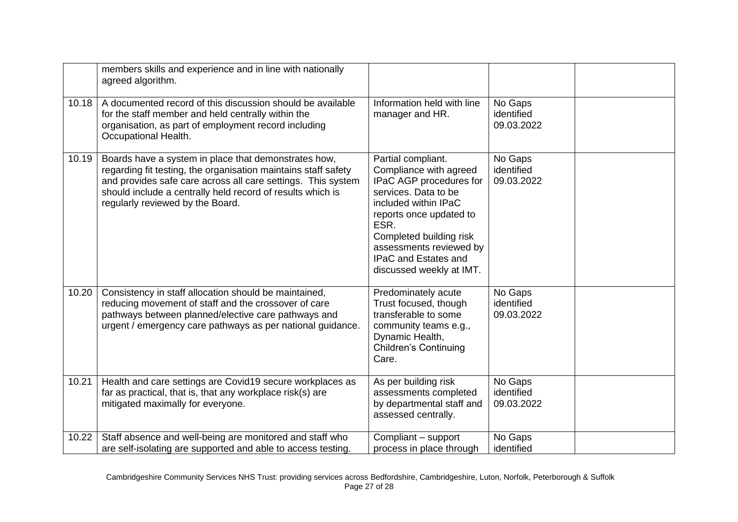| | | | | |
|---|---|---|---|---|
| | members skills and experience and in line with nationally agreed algorithm. | | | |
| 10.18 | A documented record of this discussion should be available for the staff member and held centrally within the organisation, as part of employment record including Occupational Health. | Information held with line manager and HR. | No Gaps identified 09.03.2022 | |
| 10.19 | Boards have a system in place that demonstrates how, regarding fit testing, the organisation maintains staff safety and provides safe care across all care settings. This system should include a centrally held record of results which is regularly reviewed by the Board. | Partial compliant. Compliance with agreed IPaC AGP procedures for services. Data to be included within IPaC reports once updated to ESR. Completed building risk assessments reviewed by IPaC and Estates and discussed weekly at IMT. | No Gaps identified 09.03.2022 | |
| 10.20 | Consistency in staff allocation should be maintained, reducing movement of staff and the crossover of care pathways between planned/elective care pathways and urgent / emergency care pathways as per national guidance. | Predominately acute Trust focused, though transferable to some community teams e.g., Dynamic Health, Children's Continuing Care. | No Gaps identified 09.03.2022 | |
| 10.21 | Health and care settings are Covid19 secure workplaces as far as practical, that is, that any workplace risk(s) are mitigated maximally for everyone. | As per building risk assessments completed by departmental staff and assessed centrally. | No Gaps identified 09.03.2022 | |
| 10.22 | Staff absence and well-being are monitored and staff who are self-isolating are supported and able to access testing. | Compliant – support process in place through | No Gaps identified | |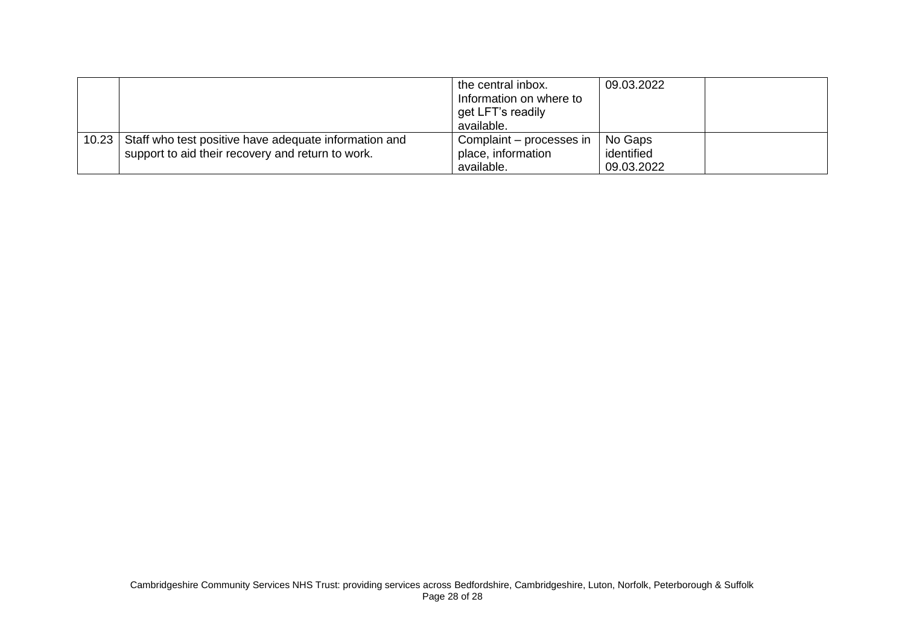| | | | | |
|---|---|---|---|---|
| | | the central inbox. Information on where to get LFT's readily available. | 09.03.2022 | |
| 10.23 | Staff who test positive have adequate information and support to aid their recovery and return to work. | Complaint – processes in place, information available. | No Gaps identified 09.03.2022 | |

Cambridgeshire Community Services NHS Trust: providing services across Bedfordshire, Cambridgeshire, Luton, Norfolk, Peterborough & Suffolk